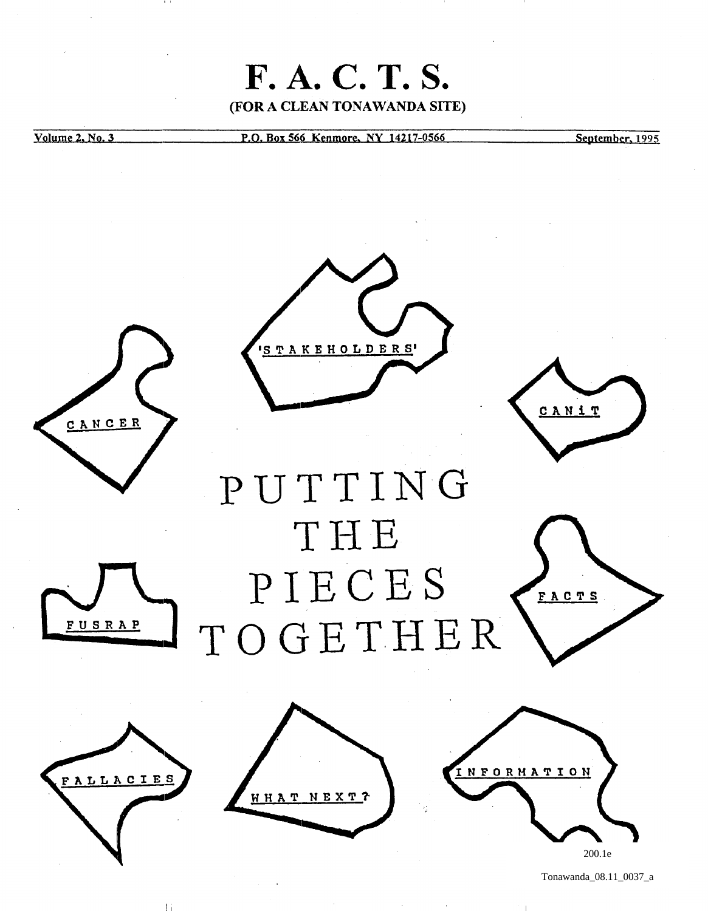# F. A. C. T. S.

**(FOR A CLEAN TONAWANDA SITE)**

Volume 2, No. 3 — P.O. Box 566 Kenmore, NY 14217-0566 — September, 1995

'STAKEHOLDERS'

CANCER

CANiT

# PUTTING THE PIECES TOGETHER

FUSRAP

FACTS

FALLACIES

WHAT NEXT?

INFORMATION

200.1e

Tonawanda_08.11_0037_a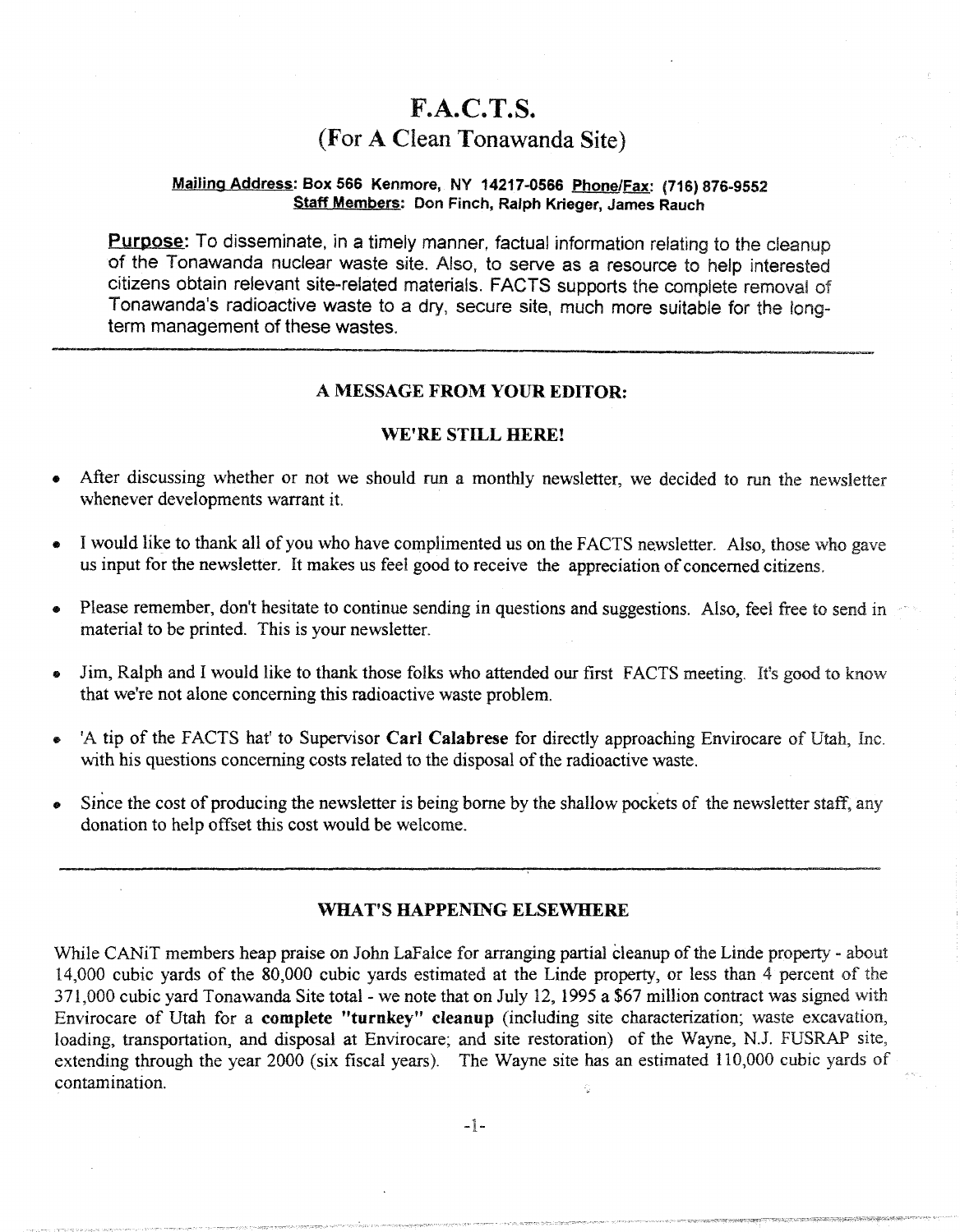# F.A.C.T.S.

## (For A Clean Tonawanda Site)

**Mailing Address: Box 566 Kenmore, NY 14217-0566 Phone/Fax: (716) 876-9552**
**Staff Members: Don Finch, Ralph Krieger, James Rauch**

**Purpose:** To disseminate, in a timely manner, factual information relating to the cleanup of the Tonawanda nuclear waste site. Also, to serve as a resource to help interested citizens obtain relevant site-related materials. FACTS supports the complete removal of Tonawanda's radioactive waste to a dry, secure site, much more suitable for the long-term management of these wastes.

---

### A MESSAGE FROM YOUR EDITOR:

### WE'RE STILL HERE!

- After discussing whether or not we should run a monthly newsletter, we decided to run the newsletter whenever developments warrant it.
- I would like to thank all of you who have complimented us on the FACTS newsletter. Also, those who gave us input for the newsletter. It makes us feel good to receive the appreciation of concerned citizens.
- Please remember, don't hesitate to continue sending in questions and suggestions. Also, feel free to send in material to be printed. This is your newsletter.
- Jim, Ralph and I would like to thank those folks who attended our first FACTS meeting. It's good to know that we're not alone concerning this radioactive waste problem.
- 'A tip of the FACTS hat' to Supervisor **Carl Calabrese** for directly approaching Envirocare of Utah, Inc. with his questions concerning costs related to the disposal of the radioactive waste.
- Since the cost of producing the newsletter is being borne by the shallow pockets of the newsletter staff, any donation to help offset this cost would be welcome.

---

### WHAT'S HAPPENING ELSEWHERE

While CANiT members heap praise on John LaFalce for arranging partial cleanup of the Linde property - about 14,000 cubic yards of the 80,000 cubic yards estimated at the Linde property, or less than 4 percent of the 371,000 cubic yard Tonawanda Site total - we note that on July 12, 1995 a $67 million contract was signed with Envirocare of Utah for a **complete "turnkey" cleanup** (including site characterization; waste excavation, loading, transportation, and disposal at Envirocare; and site restoration) of the Wayne, N.J. FUSRAP site, extending through the year 2000 (six fiscal years). The Wayne site has an estimated 110,000 cubic yards of contamination.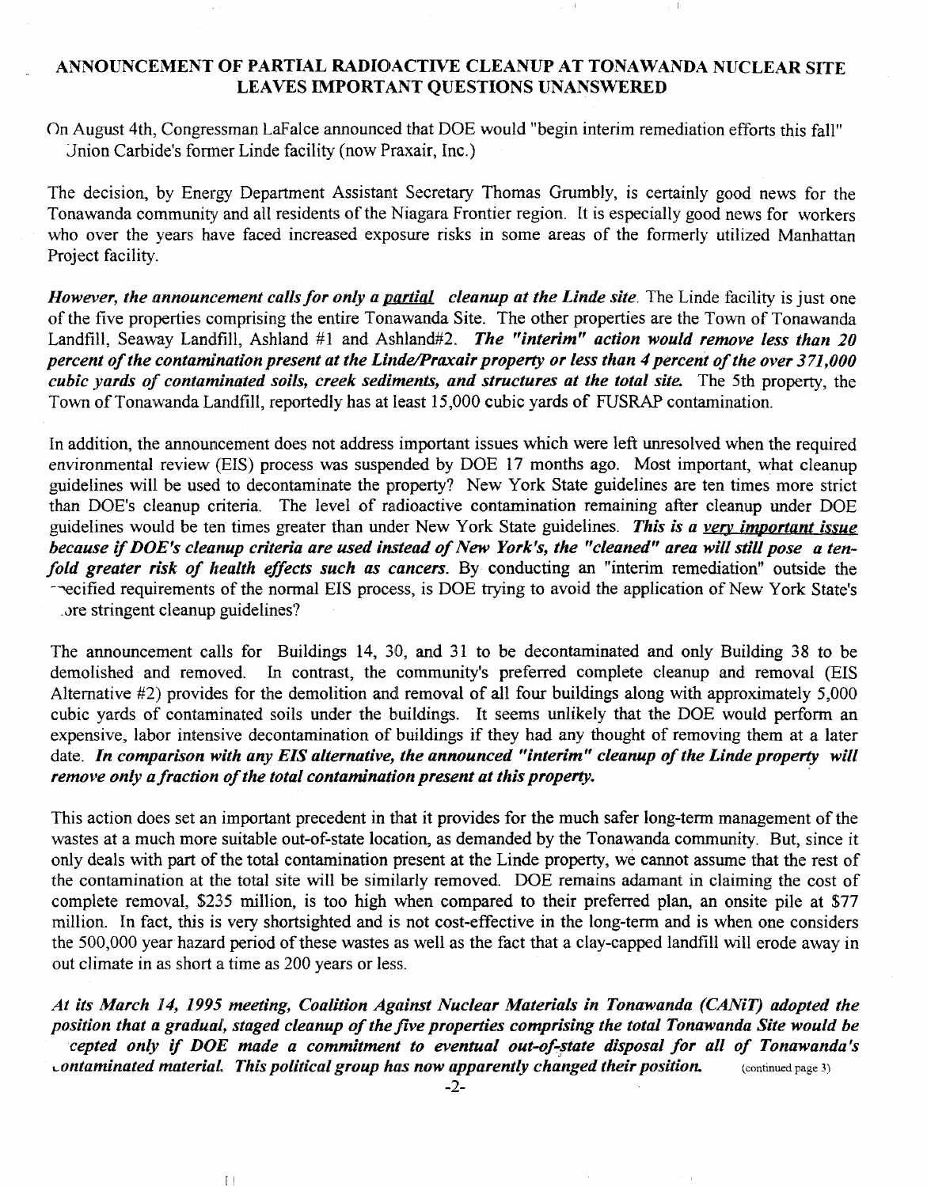## ANNOUNCEMENT OF PARTIAL RADIOACTIVE CLEANUP AT TONAWANDA NUCLEAR SITE LEAVES IMPORTANT QUESTIONS UNANSWERED

On August 4th, Congressman LaFalce announced that DOE would "begin interim remediation efforts this fall" Union Carbide's former Linde facility (now Praxair, Inc.)

The decision, by Energy Department Assistant Secretary Thomas Grumbly, is certainly good news for the Tonawanda community and all residents of the Niagara Frontier region. It is especially good news for workers who over the years have faced increased exposure risks in some areas of the formerly utilized Manhattan Project facility.

***However, the announcement calls for only a <u>partial</u> cleanup at the Linde site.*** The Linde facility is just one of the five properties comprising the entire Tonawanda Site. The other properties are the Town of Tonawanda Landfill, Seaway Landfill, Ashland #1 and Ashland#2. ***The "interim" action would remove less than 20 percent of the contamination present at the Linde/Praxair property or less than 4 percent of the over 371,000 cubic yards of contaminated soils, creek sediments, and structures at the total site.*** The 5th property, the Town of Tonawanda Landfill, reportedly has at least 15,000 cubic yards of FUSRAP contamination.

In addition, the announcement does not address important issues which were left unresolved when the required environmental review (EIS) process was suspended by DOE 17 months ago. Most important, what cleanup guidelines will be used to decontaminate the property? New York State guidelines are ten times more strict than DOE's cleanup criteria. The level of radioactive contamination remaining after cleanup under DOE guidelines would be ten times greater than under New York State guidelines. ***This is a <u>very important issue</u> because if DOE's cleanup criteria are used instead of New York's, the "cleaned" area will still pose a ten-fold greater risk of health effects such as cancers.*** By conducting an "interim remediation" outside the specified requirements of the normal EIS process, is DOE trying to avoid the application of New York State's more stringent cleanup guidelines?

The announcement calls for Buildings 14, 30, and 31 to be decontaminated and only Building 38 to be demolished and removed. In contrast, the community's preferred complete cleanup and removal (EIS Alternative #2) provides for the demolition and removal of all four buildings along with approximately 5,000 cubic yards of contaminated soils under the buildings. It seems unlikely that the DOE would perform an expensive, labor intensive decontamination of buildings if they had any thought of removing them at a later date. ***In comparison with any EIS alternative, the announced "interim" cleanup of the Linde property will remove only a fraction of the total contamination present at this property.***

This action does set an important precedent in that it provides for the much safer long-term management of the wastes at a much more suitable out-of-state location, as demanded by the Tonawanda community. But, since it only deals with part of the total contamination present at the Linde property, we cannot assume that the rest of the contamination at the total site will be similarly removed. DOE remains adamant in claiming the cost of complete removal, $235 million, is too high when compared to their preferred plan, an onsite pile at $77 million. In fact, this is very shortsighted and is not cost-effective in the long-term and is when one considers the 500,000 year hazard period of these wastes as well as the fact that a clay-capped landfill will erode away in out climate in as short a time as 200 years or less.

***At its March 14, 1995 meeting, Coalition Against Nuclear Materials in Tonawanda (CANiT) adopted the position that a gradual, staged cleanup of the five properties comprising the total Tonawanda Site would be accepted only if DOE made a commitment to eventual out-of-state disposal for all of Tonawanda's contaminated material. This political group has now apparently changed their position.*** (continued page 3)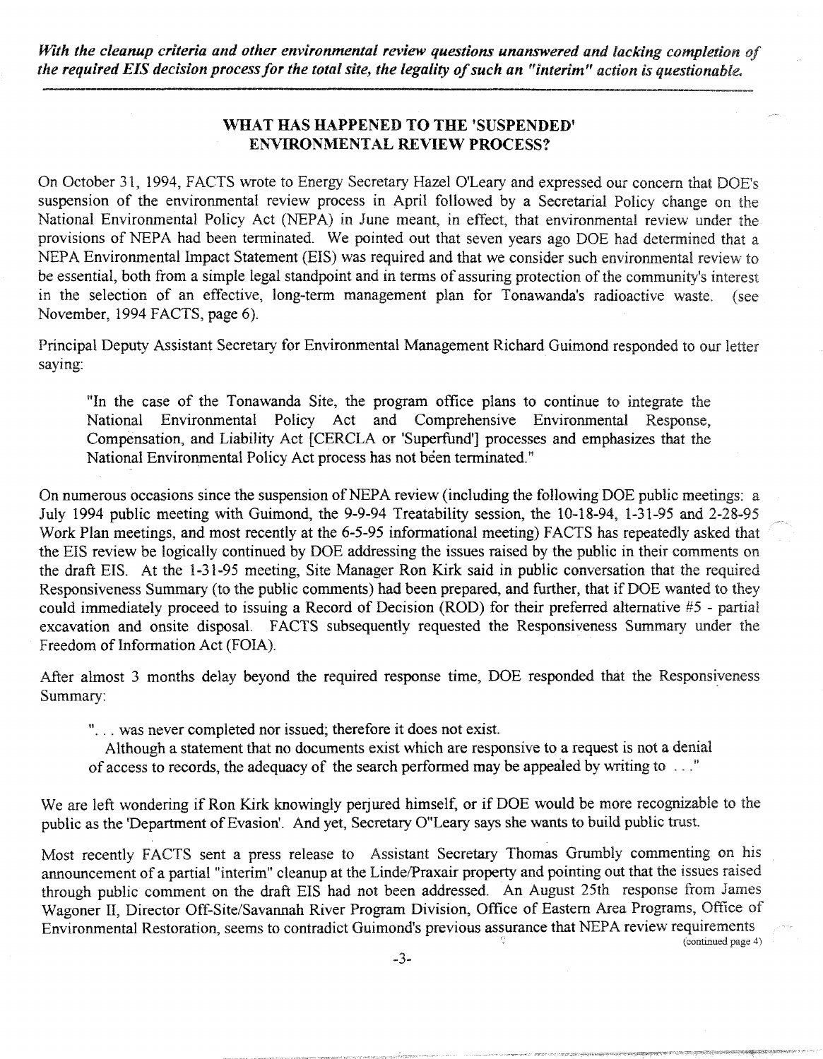*With the cleanup criteria and other environmental review questions unanswered and lacking completion of the required EIS decision process for the total site, the legality of such an "interim" action is questionable.*

---

## WHAT HAS HAPPENED TO THE 'SUSPENDED' ENVIRONMENTAL REVIEW PROCESS?

On October 31, 1994, FACTS wrote to Energy Secretary Hazel O'Leary and expressed our concern that DOE's suspension of the environmental review process in April followed by a Secretarial Policy change on the National Environmental Policy Act (NEPA) in June meant, in effect, that environmental review under the provisions of NEPA had been terminated. We pointed out that seven years ago DOE had determined that a NEPA Environmental Impact Statement (EIS) was required and that we consider such environmental review to be essential, both from a simple legal standpoint and in terms of assuring protection of the community's interest in the selection of an effective, long-term management plan for Tonawanda's radioactive waste. (see November, 1994 FACTS, page 6).

Principal Deputy Assistant Secretary for Environmental Management Richard Guimond responded to our letter saying:

> "In the case of the Tonawanda Site, the program office plans to continue to integrate the National Environmental Policy Act and Comprehensive Environmental Response, Compensation, and Liability Act [CERCLA or 'Superfund'] processes and emphasizes that the National Environmental Policy Act process has not been terminated."

On numerous occasions since the suspension of NEPA review (including the following DOE public meetings: a July 1994 public meeting with Guimond, the 9-9-94 Treatability session, the 10-18-94, 1-31-95 and 2-28-95 Work Plan meetings, and most recently at the 6-5-95 informational meeting) FACTS has repeatedly asked that the EIS review be logically continued by DOE addressing the issues raised by the public in their comments on the draft EIS. At the 1-31-95 meeting, Site Manager Ron Kirk said in public conversation that the required Responsiveness Summary (to the public comments) had been prepared, and further, that if DOE wanted to they could immediately proceed to issuing a Record of Decision (ROD) for their preferred alternative #5 - partial excavation and onsite disposal. FACTS subsequently requested the Responsiveness Summary under the Freedom of Information Act (FOIA).

After almost 3 months delay beyond the required response time, DOE responded that the Responsiveness Summary:

> ". . . was never completed nor issued; therefore it does not exist.
> Although a statement that no documents exist which are responsive to a request is not a denial of access to records, the adequacy of the search performed may be appealed by writing to . . ."

We are left wondering if Ron Kirk knowingly perjured himself, or if DOE would be more recognizable to the public as the 'Department of Evasion'. And yet, Secretary O"Leary says she wants to build public trust.

Most recently FACTS sent a press release to Assistant Secretary Thomas Grumbly commenting on his announcement of a partial "interim" cleanup at the Linde/Praxair property and pointing out that the issues raised through public comment on the draft EIS had not been addressed. An August 25th response from James Wagoner II, Director Off-Site/Savannah River Program Division, Office of Eastern Area Programs, Office of Environmental Restoration, seems to contradict Guimond's previous assurance that NEPA review requirements

(continued page 4)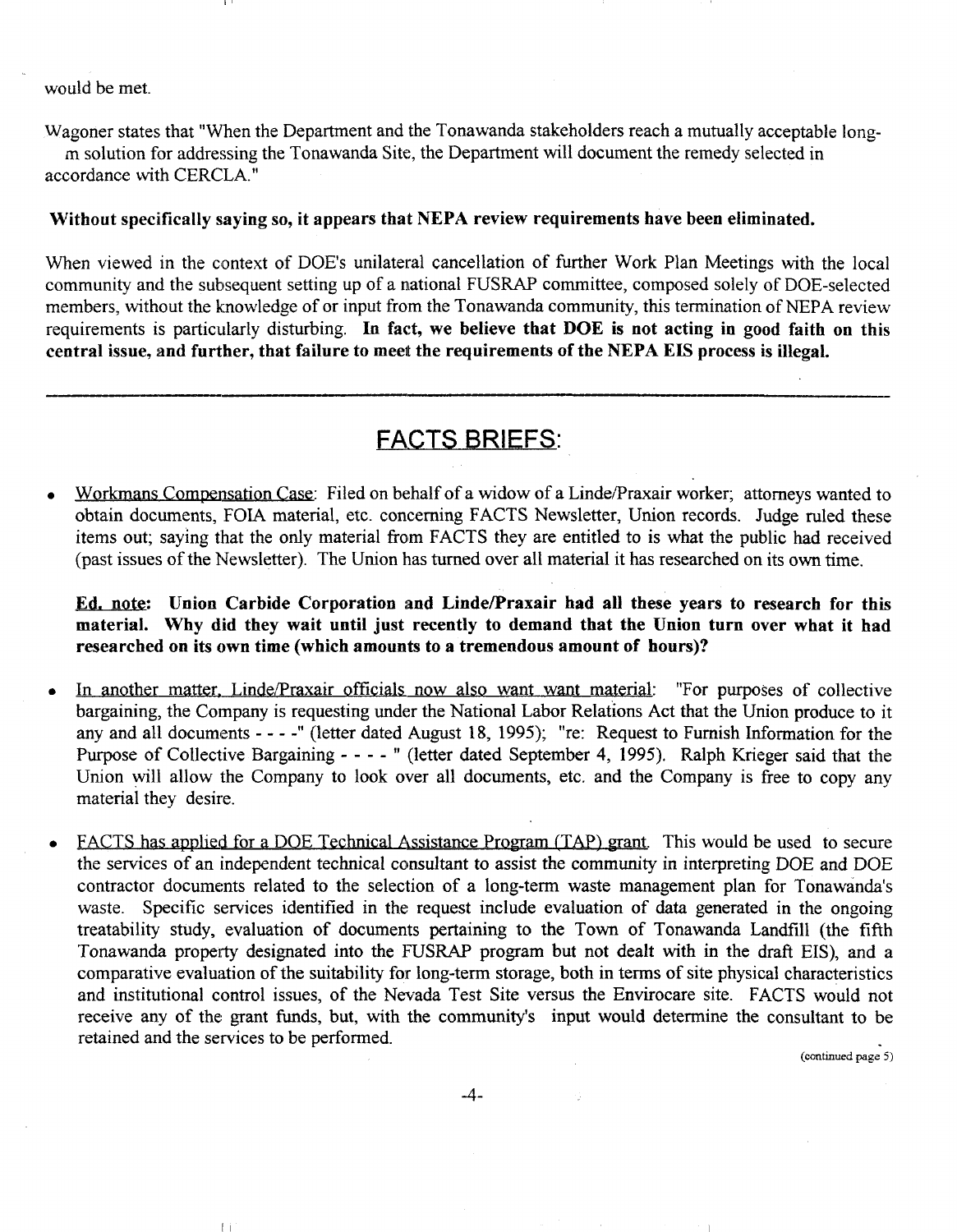would be met.

Wagoner states that "When the Department and the Tonawanda stakeholders reach a mutually acceptable long-m solution for addressing the Tonawanda Site, the Department will document the remedy selected in accordance with CERCLA."

**Without specifically saying so, it appears that NEPA review requirements have been eliminated.**

When viewed in the context of DOE's unilateral cancellation of further Work Plan Meetings with the local community and the subsequent setting up of a national FUSRAP committee, composed solely of DOE-selected members, without the knowledge of or input from the Tonawanda community, this termination of NEPA review requirements is particularly disturbing. **In fact, we believe that DOE is not acting in good faith on this central issue, and further, that failure to meet the requirements of the NEPA EIS process is illegal.**

---

## FACTS BRIEFS:

- Workmans Compensation Case: Filed on behalf of a widow of a Linde/Praxair worker; attorneys wanted to obtain documents, FOIA material, etc. concerning FACTS Newsletter, Union records. Judge ruled these items out; saying that the only material from FACTS they are entitled to is what the public had received (past issues of the Newsletter). The Union has turned over all material it has researched on its own time.

  **Ed. note: Union Carbide Corporation and Linde/Praxair had all these years to research for this material. Why did they wait until just recently to demand that the Union turn over what it had researched on its own time (which amounts to a tremendous amount of hours)?**

- In another matter, Linde/Praxair officials now also want want material: "For purposes of collective bargaining, the Company is requesting under the National Labor Relations Act that the Union produce to it any and all documents - - - -" (letter dated August 18, 1995); "re: Request to Furnish Information for the Purpose of Collective Bargaining - - - - " (letter dated September 4, 1995). Ralph Krieger said that the Union will allow the Company to look over all documents, etc. and the Company is free to copy any material they desire.

- FACTS has applied for a DOE Technical Assistance Program (TAP) grant. This would be used to secure the services of an independent technical consultant to assist the community in interpreting DOE and DOE contractor documents related to the selection of a long-term waste management plan for Tonawanda's waste. Specific services identified in the request include evaluation of data generated in the ongoing treatability study, evaluation of documents pertaining to the Town of Tonawanda Landfill (the fifth Tonawanda property designated into the FUSRAP program but not dealt with in the draft EIS), and a comparative evaluation of the suitability for long-term storage, both in terms of site physical characteristics and institutional control issues, of the Nevada Test Site versus the Envirocare site. FACTS would not receive any of the grant funds, but, with the community's input would determine the consultant to be retained and the services to be performed.

(continued page 5)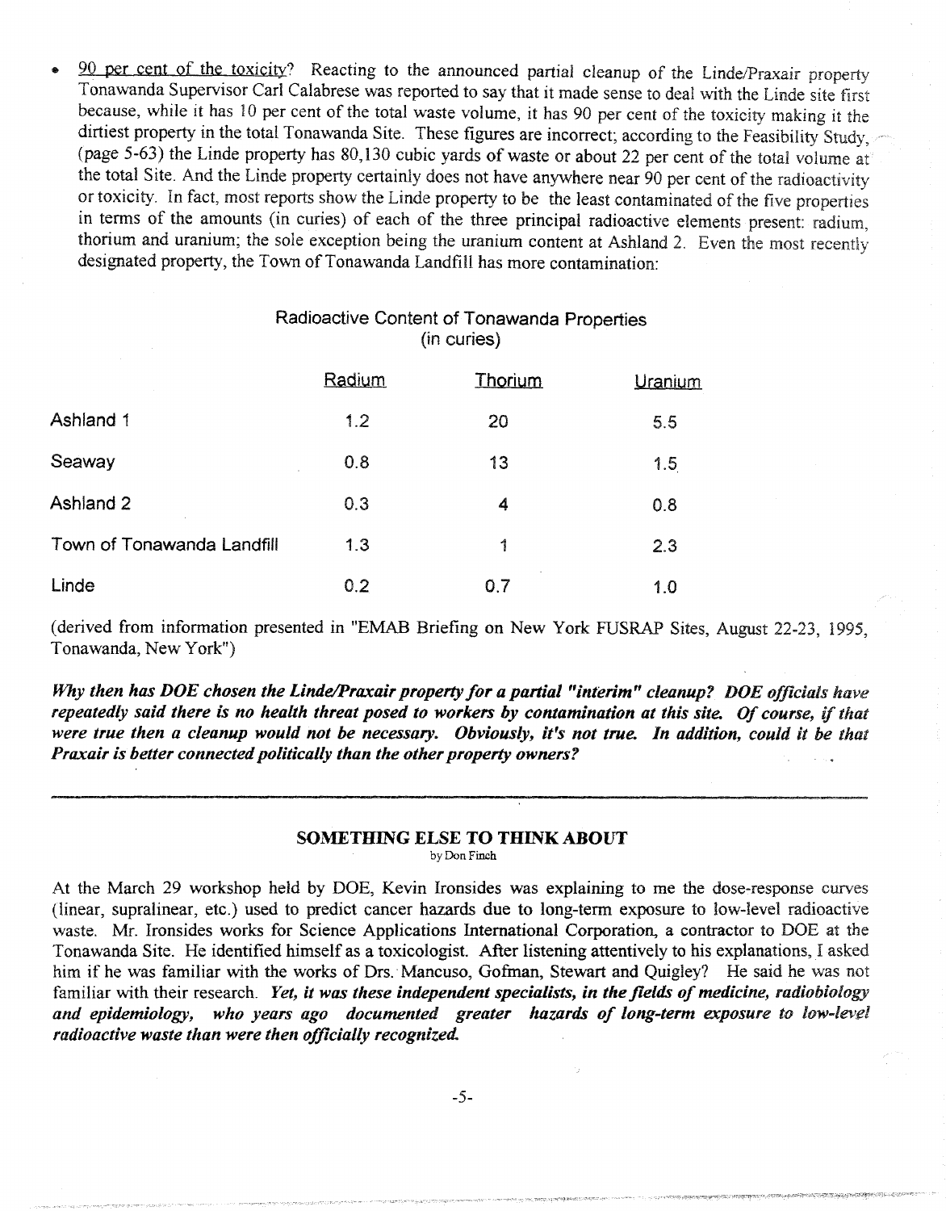- 90 per cent of the toxicity? Reacting to the announced partial cleanup of the Linde/Praxair property Tonawanda Supervisor Carl Calabrese was reported to say that it made sense to deal with the Linde site first because, while it has 10 per cent of the total waste volume, it has 90 per cent of the toxicity making it the dirtiest property in the total Tonawanda Site. These figures are incorrect; according to the Feasibility Study, (page 5-63) the Linde property has 80,130 cubic yards of waste or about 22 per cent of the total volume at the total Site. And the Linde property certainly does not have anywhere near 90 per cent of the radioactivity or toxicity. In fact, most reports show the Linde property to be the least contaminated of the five properties in terms of the amounts (in curies) of each of the three principal radioactive elements present: radium, thorium and uranium; the sole exception being the uranium content at Ashland 2. Even the most recently designated property, the Town of Tonawanda Landfill has more contamination:

Radioactive Content of Tonawanda Properties
(in curies)

| | Radium | Thorium | Uranium |
|---|---|---|---|
| Ashland 1 | 1.2 | 20 | 5.5 |
| Seaway | 0.8 | 13 | 1.5 |
| Ashland 2 | 0.3 | 4 | 0.8 |
| Town of Tonawanda Landfill | 1.3 | 1 | 2.3 |
| Linde | 0.2 | 0.7 | 1.0 |

(derived from information presented in "EMAB Briefing on New York FUSRAP Sites, August 22-23, 1995, Tonawanda, New York")

***Why then has DOE chosen the Linde/Praxair property for a partial "interim" cleanup? DOE officials have repeatedly said there is no health threat posed to workers by contamination at this site. Of course, if that were true then a cleanup would not be necessary. Obviously, it's not true. In addition, could it be that Praxair is better connected politically than the other property owners?***

---

## SOMETHING ELSE TO THINK ABOUT

by Don Finch

At the March 29 workshop held by DOE, Kevin Ironsides was explaining to me the dose-response curves (linear, supralinear, etc.) used to predict cancer hazards due to long-term exposure to low-level radioactive waste. Mr. Ironsides works for Science Applications International Corporation, a contractor to DOE at the Tonawanda Site. He identified himself as a toxicologist. After listening attentively to his explanations, I asked him if he was familiar with the works of Drs. Mancuso, Gofman, Stewart and Quigley? He said he was not familiar with their research. ***Yet, it was these independent specialists, in the fields of medicine, radiobiology and epidemiology, who years ago documented greater hazards of long-term exposure to low-level radioactive waste than were then officially recognized.***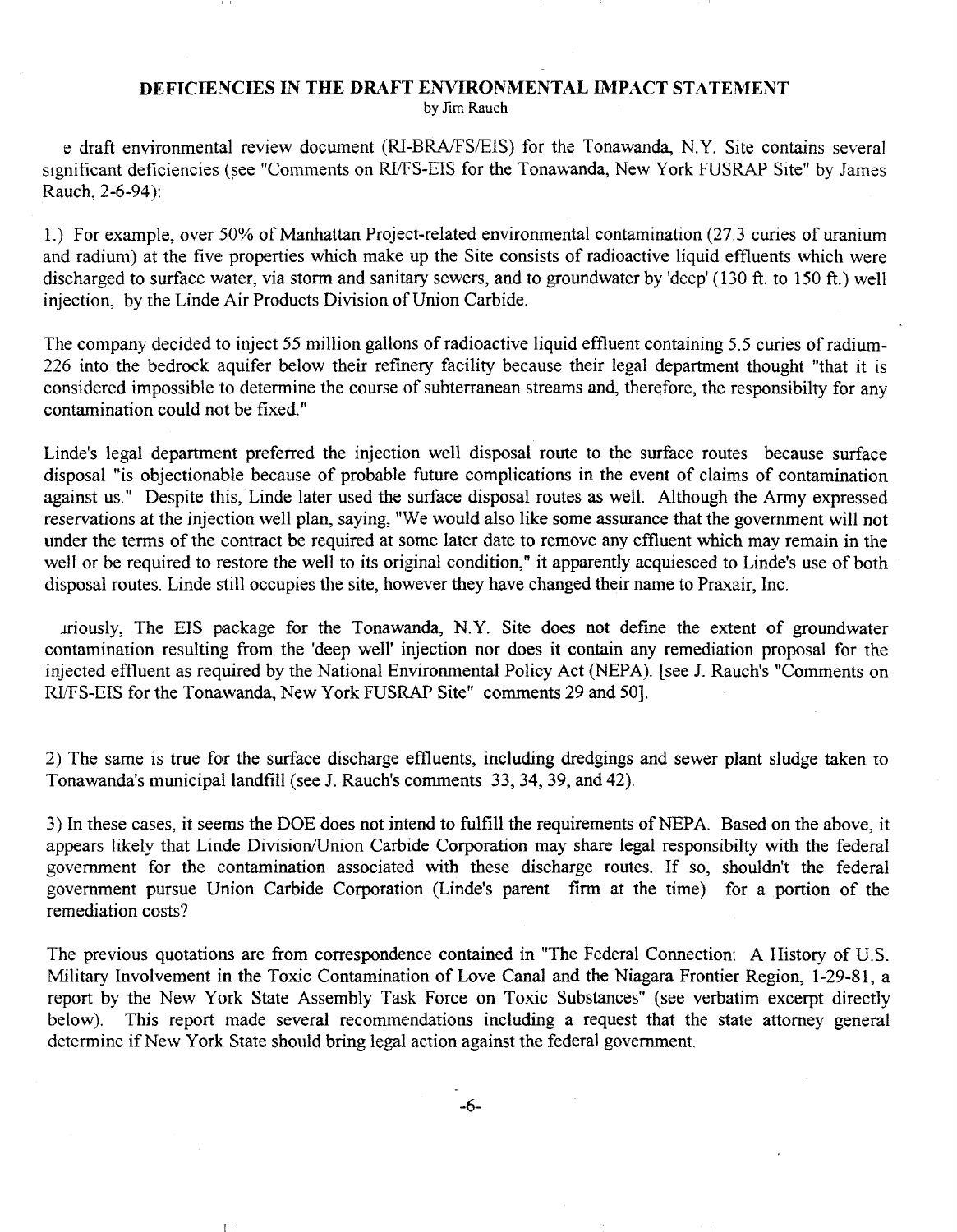## DEFICIENCIES IN THE DRAFT ENVIRONMENTAL IMPACT STATEMENT

by Jim Rauch

e draft environmental review document (RI-BRA/FS/EIS) for the Tonawanda, N.Y. Site contains several significant deficiencies (see "Comments on RI/FS-EIS for the Tonawanda, New York FUSRAP Site" by James Rauch, 2-6-94):

1.) For example, over 50% of Manhattan Project-related environmental contamination (27.3 curies of uranium and radium) at the five properties which make up the Site consists of radioactive liquid effluents which were discharged to surface water, via storm and sanitary sewers, and to groundwater by 'deep' (130 ft. to 150 ft.) well injection, by the Linde Air Products Division of Union Carbide.

The company decided to inject 55 million gallons of radioactive liquid effluent containing 5.5 curies of radium-226 into the bedrock aquifer below their refinery facility because their legal department thought "that it is considered impossible to determine the course of subterranean streams and, therefore, the responsibilty for any contamination could not be fixed."

Linde's legal department preferred the injection well disposal route to the surface routes because surface disposal "is objectionable because of probable future complications in the event of claims of contamination against us." Despite this, Linde later used the surface disposal routes as well. Although the Army expressed reservations at the injection well plan, saying, "We would also like some assurance that the government will not under the terms of the contract be required at some later date to remove any effluent which may remain in the well or be required to restore the well to its original condition," it apparently acquiesced to Linde's use of both disposal routes. Linde still occupies the site, however they have changed their name to Praxair, Inc.

…riously, The EIS package for the Tonawanda, N.Y. Site does not define the extent of groundwater contamination resulting from the 'deep well' injection nor does it contain any remediation proposal for the injected effluent as required by the National Environmental Policy Act (NEPA). [see J. Rauch's "Comments on RI/FS-EIS for the Tonawanda, New York FUSRAP Site" comments 29 and 50].

2) The same is true for the surface discharge effluents, including dredgings and sewer plant sludge taken to Tonawanda's municipal landfill (see J. Rauch's comments 33, 34, 39, and 42).

3) In these cases, it seems the DOE does not intend to fulfill the requirements of NEPA. Based on the above, it appears likely that Linde Division/Union Carbide Corporation may share legal responsibilty with the federal government for the contamination associated with these discharge routes. If so, shouldn't the federal government pursue Union Carbide Corporation (Linde's parent firm at the time) for a portion of the remediation costs?

The previous quotations are from correspondence contained in "The Federal Connection: A History of U.S. Military Involvement in the Toxic Contamination of Love Canal and the Niagara Frontier Region, 1-29-81, a report by the New York State Assembly Task Force on Toxic Substances" (see verbatim excerpt directly below). This report made several recommendations including a request that the state attorney general determine if New York State should bring legal action against the federal government.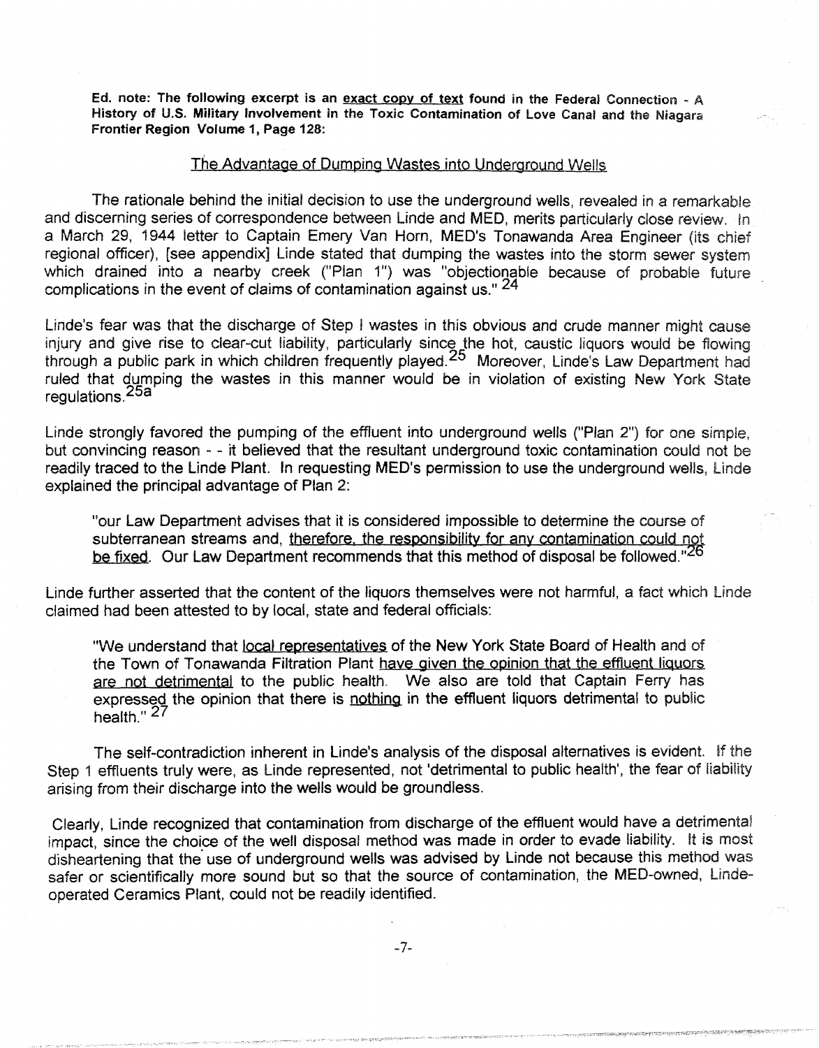**Ed. note: The following excerpt is an exact copy of text found in the Federal Connection - A History of U.S. Military Involvement in the Toxic Contamination of Love Canal and the Niagara Frontier Region Volume 1, Page 128:**

## The Advantage of Dumping Wastes into Underground Wells

The rationale behind the initial decision to use the underground wells, revealed in a remarkable and discerning series of correspondence between Linde and MED, merits particularly close review. In a March 29, 1944 letter to Captain Emery Van Horn, MED's Tonawanda Area Engineer (its chief regional officer), [see appendix] Linde stated that dumping the wastes into the storm sewer system which drained into a nearby creek ("Plan 1") was "objectionable because of probable future complications in the event of claims of contamination against us." [24]

Linde's fear was that the discharge of Step I wastes in this obvious and crude manner might cause injury and give rise to clear-cut liability, particularly since the hot, caustic liquors would be flowing through a public park in which children frequently played.[25] Moreover, Linde's Law Department had ruled that dumping the wastes in this manner would be in violation of existing New York State regulations.[25a]

Linde strongly favored the pumping of the effluent into underground wells ("Plan 2") for one simple, but convincing reason - - it believed that the resultant underground toxic contamination could not be readily traced to the Linde Plant. In requesting MED's permission to use the underground wells, Linde explained the principal advantage of Plan 2:

> "our Law Department advises that it is considered impossible to determine the course of subterranean streams and, therefore, the responsibility for any contamination could not be fixed. Our Law Department recommends that this method of disposal be followed."[26]

Linde further asserted that the content of the liquors themselves were not harmful, a fact which Linde claimed had been attested to by local, state and federal officials:

> "We understand that local representatives of the New York State Board of Health and of the Town of Tonawanda Filtration Plant have given the opinion that the effluent liquors are not detrimental to the public health. We also are told that Captain Ferry has expressed the opinion that there is nothing in the effluent liquors detrimental to public health." [27]

The self-contradiction inherent in Linde's analysis of the disposal alternatives is evident. If the Step 1 effluents truly were, as Linde represented, not 'detrimental to public health', the fear of liability arising from their discharge into the wells would be groundless.

Clearly, Linde recognized that contamination from discharge of the effluent would have a detrimental impact, since the choice of the well disposal method was made in order to evade liability. It is most disheartening that the use of underground wells was advised by Linde not because this method was safer or scientifically more sound but so that the source of contamination, the MED-owned, Linde-operated Ceramics Plant, could not be readily identified.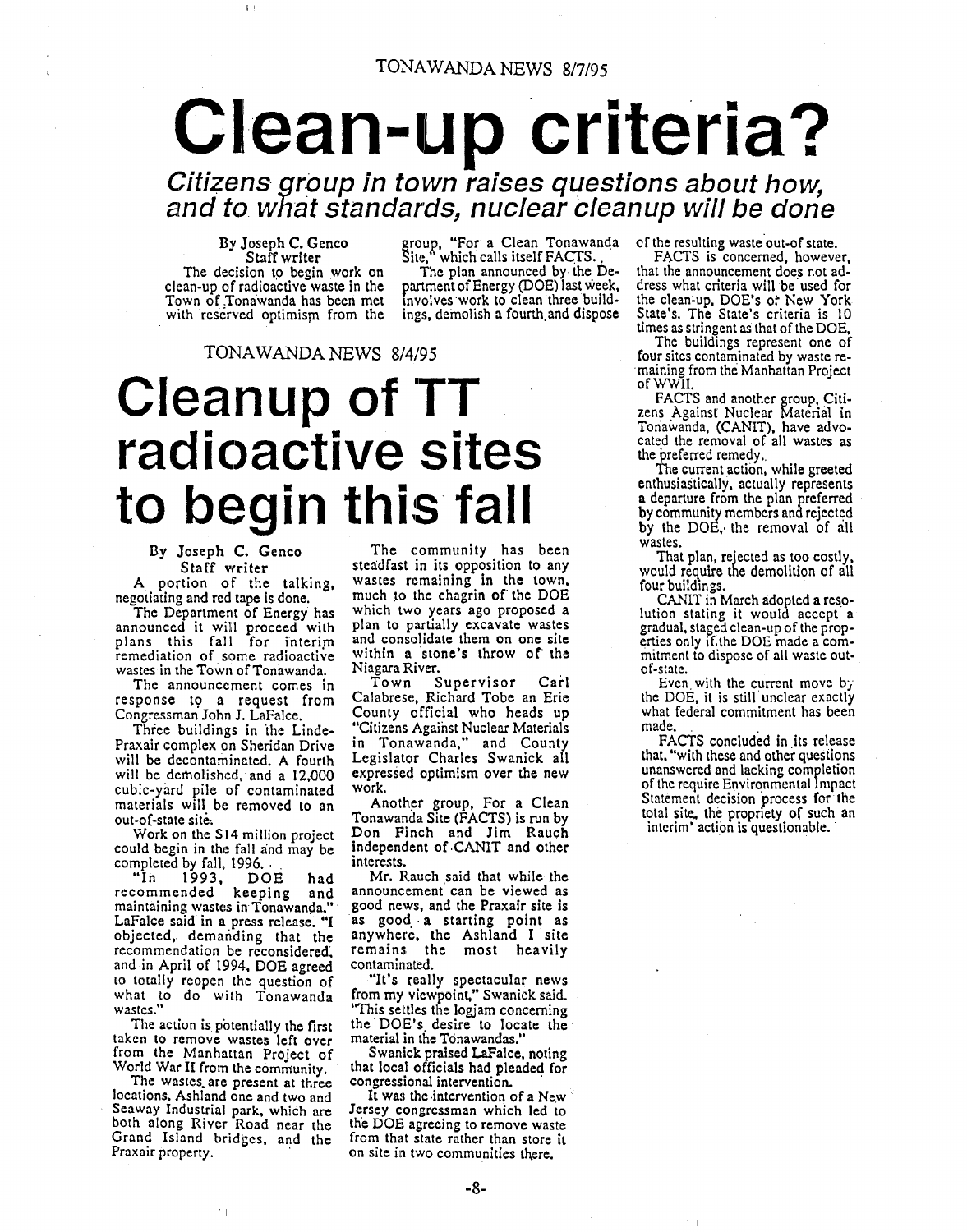TONAWANDA NEWS 8/7/95

# Clean-up criteria?

## *Citizens group in town raises questions about how, and to what standards, nuclear cleanup will be done*

By Joseph C. Genco
Staff writer

The decision to begin work on clean-up of radioactive waste in the Town of Tonawanda has been met with reserved optimism from the group, "For a Clean Tonawanda Site," which calls itself FACTS.

The plan announced by the Department of Energy (DOE) last week, involves work to clean three buildings, demolish a fourth and dispose of the resulting waste out-of-state.

FACTS is concerned, however, that the announcement does not address what criteria will be used for the clean-up, DOE's or New York State's. The State's criteria is 10 times as stringent as that of the DOE.

The buildings represent one of four sites contaminated by waste remaining from the Manhattan Project of WWII.

FACTS and another group, Citizens Against Nuclear Material in Tonawanda, (CANIT), have advocated the removal of all wastes as the preferred remedy.

The current action, while greeted enthusiastically, actually represents a departure from the plan preferred by community members and rejected by the DOE, the removal of all wastes.

That plan, rejected as too costly, would require the demolition of all four buildings.

CANIT in March adopted a resolution stating it would accept a gradual, staged clean-up of the properties only if the DOE made a commitment to dispose of all waste out-of-state.

Even with the current move by the DOE, it is still unclear exactly what federal commitment has been made.

FACTS concluded in its release that, "with these and other questions unanswered and lacking completion of the require Environmental Impact Statement decision process for the total site, the propriety of such an 'interim' action is questionable."

TONAWANDA NEWS 8/4/95

# Cleanup of TT radioactive sites to begin this fall

By Joseph C. Genco
Staff writer

A portion of the talking, negotiating and red tape is done.

The Department of Energy has announced it will proceed with plans this fall for interim remediation of some radioactive wastes in the Town of Tonawanda.

The announcement comes in response to a request from Congressman John J. LaFalce.

Three buildings in the Linde-Praxair complex on Sheridan Drive will be decontaminated. A fourth will be demolished, and a 12,000 cubic-yard pile of contaminated materials will be removed to an out-of-state site.

Work on the $14 million project could begin in the fall and may be completed by fall, 1996.

"In 1993, DOE had recommended keeping and maintaining wastes in Tonawanda," LaFalce said in a press release. "I objected, demanding that the recommendation be reconsidered, and in April of 1994, DOE agreed to totally reopen the question of what to do with Tonawanda wastes."

The action is potentially the first taken to remove wastes left over from the Manhattan Project of World War II from the community.

The wastes are present at three locations, Ashland one and two and Seaway Industrial park, which are both along River Road near the Grand Island bridges, and the Praxair property.

The community has been steadfast in its opposition to any wastes remaining in the town, much to the chagrin of the DOE which two years ago proposed a plan to partially excavate wastes and consolidate them on one site within a stone's throw of the Niagara River.

Town Supervisor Carl Calabrese, Richard Tobe an Erie County official who heads up "Citizens Against Nuclear Materials in Tonawanda," and County Legislator Charles Swanick all expressed optimism over the new work.

Another group, For a Clean Tonawanda Site (FACTS) is run by Don Finch and Jim Rauch independent of CANIT and other interests.

Mr. Rauch said that while the announcement can be viewed as good news, and the Praxair site is as good a starting point as anywhere, the Ashland I site remains the most heavily contaminated.

"It's really spectacular news from my viewpoint," Swanick said. "This settles the logjam concerning the DOE's desire to locate the material in the Tonawandas."

Swanick praised LaFalce, noting that local officials had pleaded for congressional intervention.

It was the intervention of a New Jersey congressman which led to the DOE agreeing to remove waste from that state rather than store it on site in two communities there.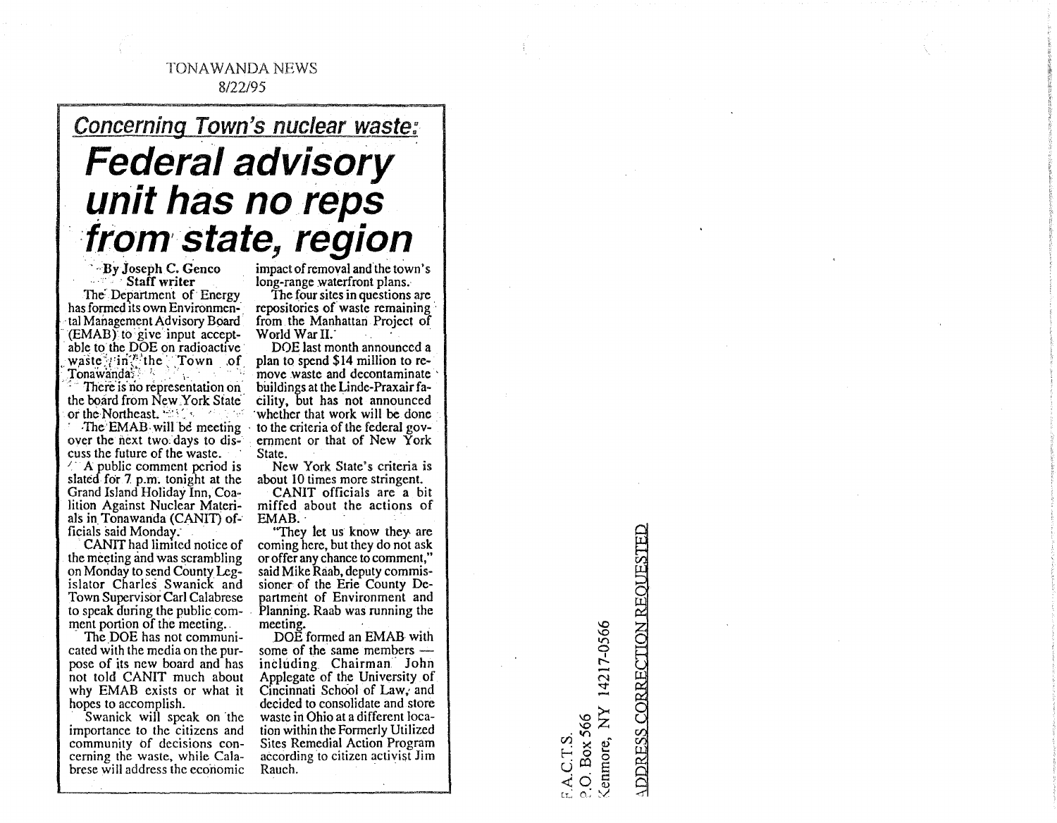TONAWANDA NEWS
8/22/95

*Concerning Town's nuclear waste:*

# Federal advisory unit has no reps from state, region

By Joseph C. Genco
Staff writer

The Department of Energy has formed its own Environmental Management Advisory Board (EMAB) to give input acceptable to the DOE on radioactive waste in the Town of Tonawanda.

There is no representation on the board from New York State or the Northeast.

The EMAB will be meeting over the next two days to discuss the future of the waste.

A public comment period is slated for 7 p.m. tonight at the Grand Island Holiday Inn, Coalition Against Nuclear Materials in Tonawanda (CANIT) officials said Monday.

CANIT had limited notice of the meeting and was scrambling on Monday to send County Legislator Charles Swanick and Town Supervisor Carl Calabrese to speak during the public comment portion of the meeting.

The DOE has not communicated with the media on the purpose of its new board and has not told CANIT much about why EMAB exists or what it hopes to accomplish.

Swanick will speak on the importance to the citizens and community of decisions concerning the waste, while Calabrese will address the economic impact of removal and the town's long-range waterfront plans.

The four sites in questions are repositories of waste remaining from the Manhattan Project of World War II.

DOE last month announced a plan to spend $14 million to remove waste and decontaminate buildings at the Linde-Praxair facility, but has not announced whether that work will be done to the criteria of the federal government or that of New York State.

New York State's criteria is about 10 times more stringent.

CANIT officials are a bit miffed about the actions of EMAB.

"They let us know they are coming here, but they do not ask or offer any chance to comment," said Mike Raab, deputy commissioner of the Erie County Department of Environment and Planning. Raab was running the meeting.

DOE formed an EMAB with some of the same members — including Chairman John Applegate of the University of Cincinnati School of Law, and decided to consolidate and store waste in Ohio at a different location within the Formerly Utilized Sites Remedial Action Program according to citizen activist Jim Rauch.

F.A.C.T.S.
P.O. Box 566
Kenmore, NY 14217-0566

ADDRESS CORRECTION REQUESTED